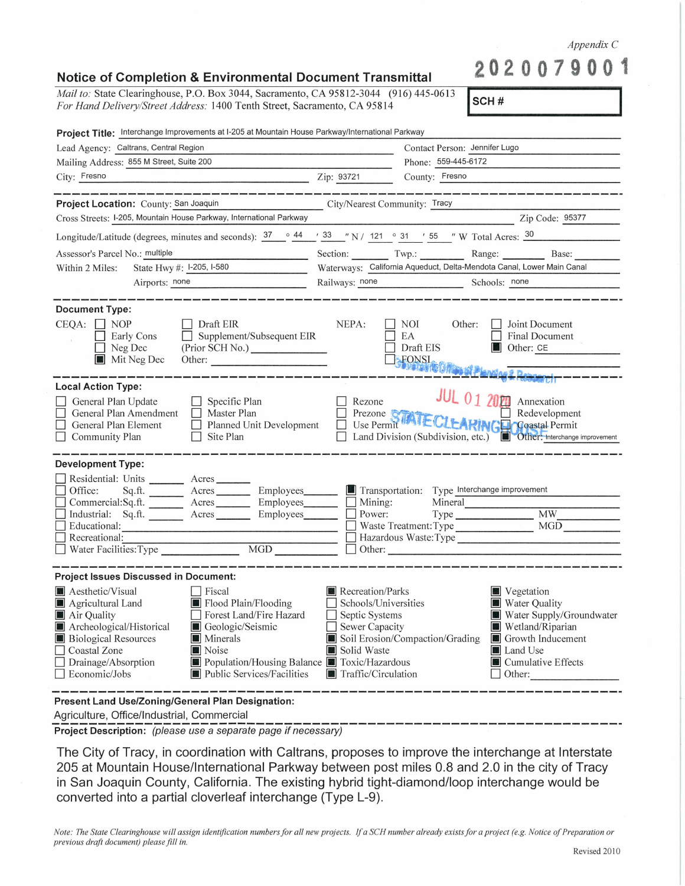*Appendix C*

2020079001

## Notice of Completion & Environmental Document Transmittal

*Mail to:* State Clearinghouse, P.O. Box 3044, Sacramento, CA 95812-3044 (916) 445-0613
*For Hand Delivery/Street Address:* 1400 Tenth Street, Sacramento, CA 95814

**SCH #**

**Project Title:** Interchange Improvements at I-205 at Mountain House Parkway/International Parkway

Lead Agency: Caltrans, Central Region — Contact Person: Jennifer Lugo
Mailing Address: 855 M Street, Suite 200 — Phone: 559-445-6172
City: Fresno — Zip: 93721 — County: Fresno

---

**Project Location:** County: San Joaquin — City/Nearest Community: Tracy
Cross Streets: I-205, Mountain House Parkway, International Parkway — Zip Code: 95377
Longitude/Latitude (degrees, minutes and seconds): 37 ° 44 ′ 33 ″ N / 121 ° 31 ′ 55 ″ W Total Acres: 30
Assessor's Parcel No.: multiple — Section: ____ Twp.: ____ Range: ____ Base: ____
Within 2 Miles: State Hwy #: I-205, I-580 — Waterways: California Aqueduct, Delta-Mendota Canal, Lower Main Canal
Airports: none — Railways: none — Schools: none

---

**Document Type:**

CEQA:
- ☐ NOP
- ☐ Early Cons
- ☐ Neg Dec
- ☒ Mit Neg Dec
- ☐ Draft EIR
- ☐ Supplement/Subsequent EIR (Prior SCH No.) ____
- Other: ____

NEPA:
- ☐ NOI
- ☐ EA
- ☐ Draft EIS
- ☐ FONSI

Other:
- ☐ Joint Document
- ☐ Final Document
- ☒ Other: CE

Governor's Office of Planning & Research
JUL 01 2020
STATE CLEARINGHOUSE

---

**Local Action Type:**

- ☐ General Plan Update
- ☐ General Plan Amendment
- ☐ General Plan Element
- ☐ Community Plan
- ☐ Specific Plan
- ☐ Master Plan
- ☐ Planned Unit Development
- ☐ Site Plan
- ☐ Rezone
- ☐ Prezone
- ☐ Use Permit
- ☐ Land Division (Subdivision, etc.)
- ☐ Annexation
- ☐ Redevelopment
- ☐ Coastal Permit
- ☒ Other: Interchange improvement

---

**Development Type:**

- ☐ Residential: Units ____ Acres ____
- ☐ Office: Sq.ft. ____ Acres ____ Employees ____
- ☐ Commercial: Sq.ft. ____ Acres ____ Employees ____
- ☐ Industrial: Sq.ft. ____ Acres ____ Employees ____
- ☐ Educational: ____
- ☐ Recreational: ____
- ☐ Water Facilities: Type ____ MGD ____
- ☒ Transportation: Type Interchange improvement
- ☐ Mining: Mineral ____
- ☐ Power: Type ____ MW ____
- ☐ Waste Treatment: Type ____ MGD ____
- ☐ Hazardous Waste: Type ____
- ☐ Other: ____

---

**Project Issues Discussed in Document:**

- ☒ Aesthetic/Visual
- ☒ Agricultural Land
- ☒ Air Quality
- ☒ Archeological/Historical
- ☒ Biological Resources
- ☐ Coastal Zone
- ☐ Drainage/Absorption
- ☐ Economic/Jobs
- ☐ Fiscal
- ☒ Flood Plain/Flooding
- ☐ Forest Land/Fire Hazard
- ☒ Geologic/Seismic
- ☒ Minerals
- ☒ Noise
- ☒ Population/Housing Balance
- ☒ Public Services/Facilities
- ☒ Recreation/Parks
- ☐ Schools/Universities
- ☐ Septic Systems
- ☐ Sewer Capacity
- ☒ Soil Erosion/Compaction/Grading
- ☒ Solid Waste
- ☒ Toxic/Hazardous
- ☒ Traffic/Circulation
- ☒ Vegetation
- ☒ Water Quality
- ☒ Water Supply/Groundwater
- ☒ Wetland/Riparian
- ☒ Growth Inducement
- ☒ Land Use
- ☒ Cumulative Effects
- ☐ Other: ____

---

**Present Land Use/Zoning/General Plan Designation:**
Agriculture, Office/Industrial, Commercial

**Project Description:** *(please use a separate page if necessary)*

The City of Tracy, in coordination with Caltrans, proposes to improve the interchange at Interstate 205 at Mountain House/International Parkway between post miles 0.8 and 2.0 in the city of Tracy in San Joaquin County, California. The existing hybrid tight-diamond/loop interchange would be converted into a partial cloverleaf interchange (Type L-9).

*Note: The State Clearinghouse will assign identification numbers for all new projects. If a SCH number already exists for a project (e.g. Notice of Preparation or previous draft document) please fill in.*

Revised 2010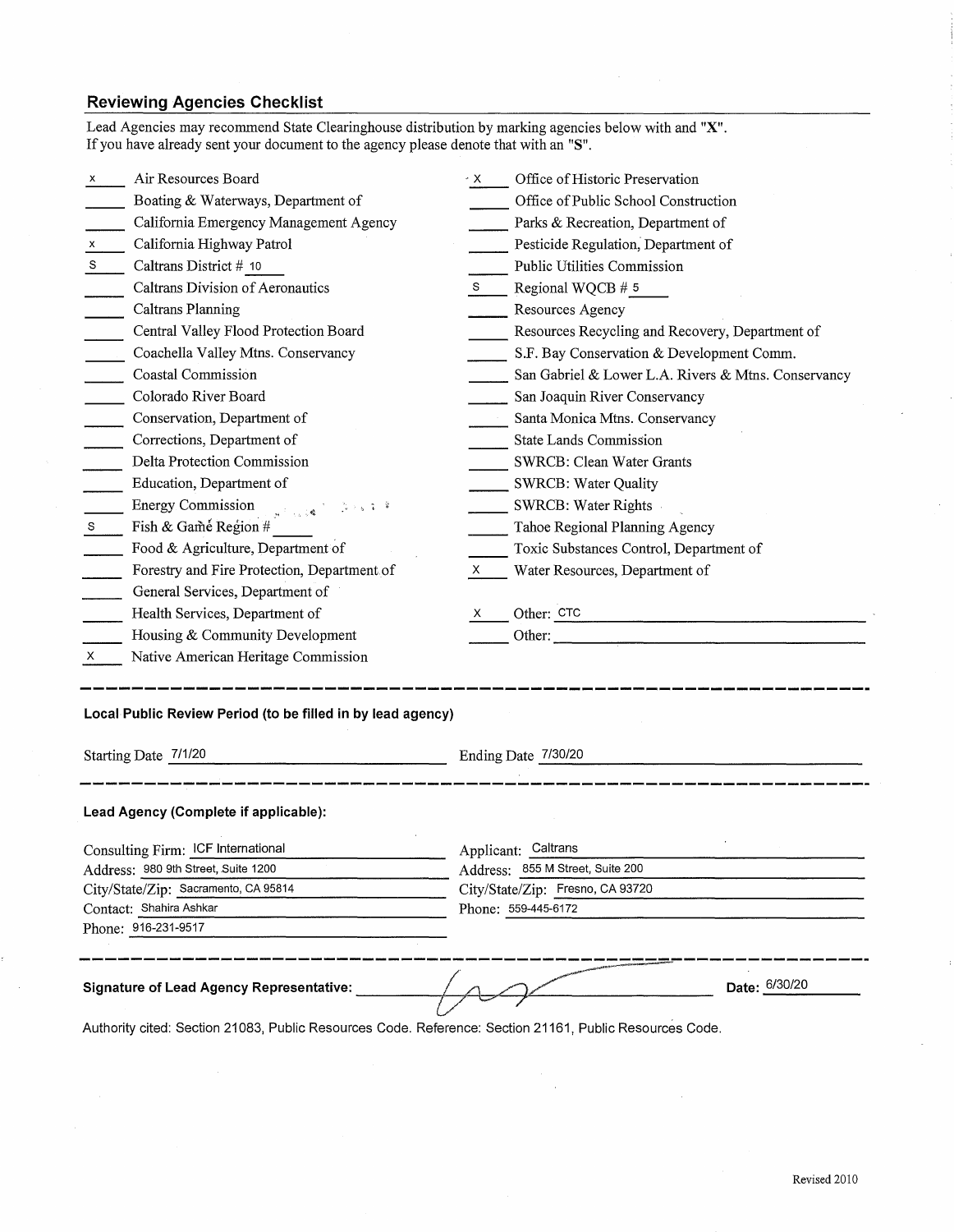## Reviewing Agencies Checklist

Lead Agencies may recommend State Clearinghouse distribution by marking agencies below with and "**X**".
If you have already sent your document to the agency please denote that with an "**S**".

| | | | |
|---|---|---|---|
| x | Air Resources Board | X | Office of Historic Preservation |
| | Boating & Waterways, Department of | | Office of Public School Construction |
| | California Emergency Management Agency | | Parks & Recreation, Department of |
| x | California Highway Patrol | | Pesticide Regulation, Department of |
| S | Caltrans District # 10 | | Public Utilities Commission |
| | Caltrans Division of Aeronautics | S | Regional WQCB # 5 |
| | Caltrans Planning | | Resources Agency |
| | Central Valley Flood Protection Board | | Resources Recycling and Recovery, Department of |
| | Coachella Valley Mtns. Conservancy | | S.F. Bay Conservation & Development Comm. |
| | Coastal Commission | | San Gabriel & Lower L.A. Rivers & Mtns. Conservancy |
| | Colorado River Board | | San Joaquin River Conservancy |
| | Conservation, Department of | | Santa Monica Mtns. Conservancy |
| | Corrections, Department of | | State Lands Commission |
| | Delta Protection Commission | | SWRCB: Clean Water Grants |
| | Education, Department of | | SWRCB: Water Quality |
| | Energy Commission | | SWRCB: Water Rights |
| S | Fish & Game Region # | | Tahoe Regional Planning Agency |
| | Food & Agriculture, Department of | | Toxic Substances Control, Department of |
| | Forestry and Fire Protection, Department of | X | Water Resources, Department of |
| | General Services, Department of | | |
| | Health Services, Department of | X | Other: CTC |
| | Housing & Community Development | | Other: |
| X | Native American Heritage Commission | | |

---

**Local Public Review Period (to be filled in by lead agency)**

Starting Date 7/1/20 Ending Date 7/30/20

---

**Lead Agency (Complete if applicable):**

| | |
|---|---|
| Consulting Firm: ICF International | Applicant: Caltrans |
| Address: 980 9th Street, Suite 1200 | Address: 855 M Street, Suite 200 |
| City/State/Zip: Sacramento, CA 95814 | City/State/Zip: Fresno, CA 93720 |
| Contact: Shahira Ashkar | Phone: 559-445-6172 |
| Phone: 916-231-9517 | |

---

**Signature of Lead Agency Representative:** [signature] **Date:** 6/30/20

Authority cited: Section 21083, Public Resources Code. Reference: Section 21161, Public Resources Code.

Revised 2010